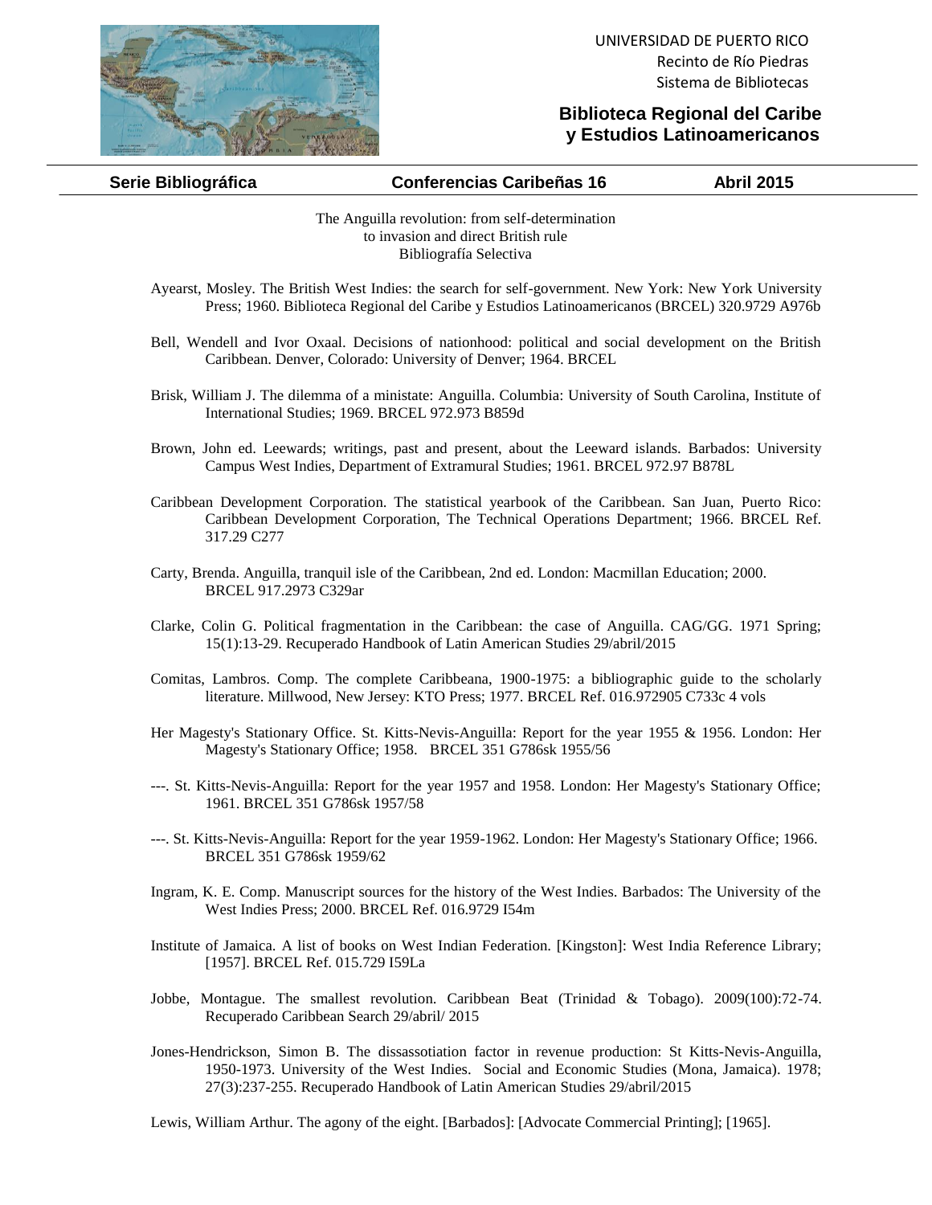UNIVERSIDAD DE PUERTO RICO
Recinto de Río Piedras
Sistema de Bibliotecas

**Biblioteca Regional del Caribe y Estudios Latinoamericanos**

**Serie Bibliográfica** **Conferencias Caribeñas 16** **Abril 2015**

The Anguilla revolution: from self-determination
to invasion and direct British rule
Bibliografía Selectiva

Ayearst, Mosley. The British West Indies: the search for self-government. New York: New York University Press; 1960. Biblioteca Regional del Caribe y Estudios Latinoamericanos (BRCEL) 320.9729 A976b

Bell, Wendell and Ivor Oxaal. Decisions of nationhood: political and social development on the British Caribbean. Denver, Colorado: University of Denver; 1964. BRCEL

Brisk, William J. The dilemma of a ministate: Anguilla. Columbia: University of South Carolina, Institute of International Studies; 1969. BRCEL 972.973 B859d

Brown, John ed. Leewards; writings, past and present, about the Leeward islands. Barbados: University Campus West Indies, Department of Extramural Studies; 1961. BRCEL 972.97 B878L

Caribbean Development Corporation. The statistical yearbook of the Caribbean. San Juan, Puerto Rico: Caribbean Development Corporation, The Technical Operations Department; 1966. BRCEL Ref. 317.29 C277

Carty, Brenda. Anguilla, tranquil isle of the Caribbean, 2nd ed. London: Macmillan Education; 2000. BRCEL 917.2973 C329ar

Clarke, Colin G. Political fragmentation in the Caribbean: the case of Anguilla. CAG/GG. 1971 Spring; 15(1):13-29. Recuperado Handbook of Latin American Studies 29/abril/2015

Comitas, Lambros. Comp. The complete Caribbeana, 1900-1975: a bibliographic guide to the scholarly literature. Millwood, New Jersey: KTO Press; 1977. BRCEL Ref. 016.972905 C733c 4 vols

Her Magesty's Stationary Office. St. Kitts-Nevis-Anguilla: Report for the year 1955 & 1956. London: Her Magesty's Stationary Office; 1958. BRCEL 351 G786sk 1955/56

---. St. Kitts-Nevis-Anguilla: Report for the year 1957 and 1958. London: Her Magesty's Stationary Office; 1961. BRCEL 351 G786sk 1957/58

---. St. Kitts-Nevis-Anguilla: Report for the year 1959-1962. London: Her Magesty's Stationary Office; 1966. BRCEL 351 G786sk 1959/62

Ingram, K. E. Comp. Manuscript sources for the history of the West Indies. Barbados: The University of the West Indies Press; 2000. BRCEL Ref. 016.9729 I54m

Institute of Jamaica. A list of books on West Indian Federation. [Kingston]: West India Reference Library; [1957]. BRCEL Ref. 015.729 I59La

Jobbe, Montague. The smallest revolution. Caribbean Beat (Trinidad & Tobago). 2009(100):72-74. Recuperado Caribbean Search 29/abril/ 2015

Jones-Hendrickson, Simon B. The dissassotiation factor in revenue production: St Kitts-Nevis-Anguilla, 1950-1973. University of the West Indies. Social and Economic Studies (Mona, Jamaica). 1978; 27(3):237-255. Recuperado Handbook of Latin American Studies 29/abril/2015

Lewis, William Arthur. The agony of the eight. [Barbados]: [Advocate Commercial Printing]; [1965].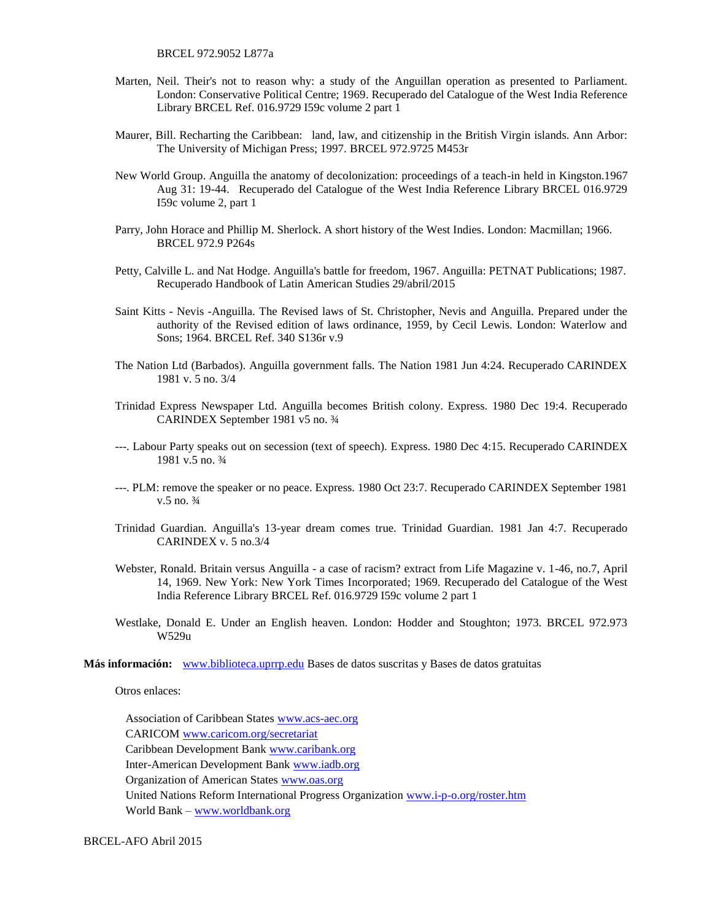BRCEL 972.9052 L877a

Marten, Neil. Their's not to reason why: a study of the Anguillan operation as presented to Parliament. London: Conservative Political Centre; 1969. Recuperado del Catalogue of the West India Reference Library BRCEL Ref. 016.9729 I59c volume 2 part 1

Maurer, Bill. Recharting the Caribbean: land, law, and citizenship in the British Virgin islands. Ann Arbor: The University of Michigan Press; 1997. BRCEL 972.9725 M453r

New World Group. Anguilla the anatomy of decolonization: proceedings of a teach-in held in Kingston.1967 Aug 31: 19-44. Recuperado del Catalogue of the West India Reference Library BRCEL 016.9729 I59c volume 2, part 1

Parry, John Horace and Phillip M. Sherlock. A short history of the West Indies. London: Macmillan; 1966. BRCEL 972.9 P264s

Petty, Calville L. and Nat Hodge. Anguilla's battle for freedom, 1967. Anguilla: PETNAT Publications; 1987. Recuperado Handbook of Latin American Studies 29/abril/2015

Saint Kitts - Nevis -Anguilla. The Revised laws of St. Christopher, Nevis and Anguilla. Prepared under the authority of the Revised edition of laws ordinance, 1959, by Cecil Lewis. London: Waterlow and Sons; 1964. BRCEL Ref. 340 S136r v.9

The Nation Ltd (Barbados). Anguilla government falls. The Nation 1981 Jun 4:24. Recuperado CARINDEX 1981 v. 5 no. 3/4

Trinidad Express Newspaper Ltd. Anguilla becomes British colony. Express. 1980 Dec 19:4. Recuperado CARINDEX September 1981 v5 no. ¾

---. Labour Party speaks out on secession (text of speech). Express. 1980 Dec 4:15. Recuperado CARINDEX 1981 v.5 no. ¾

---. PLM: remove the speaker or no peace. Express. 1980 Oct 23:7. Recuperado CARINDEX September 1981 v.5 no. ¾

Trinidad Guardian. Anguilla's 13-year dream comes true. Trinidad Guardian. 1981 Jan 4:7. Recuperado CARINDEX v. 5 no.3/4

Webster, Ronald. Britain versus Anguilla - a case of racism? extract from Life Magazine v. 1-46, no.7, April 14, 1969. New York: New York Times Incorporated; 1969. Recuperado del Catalogue of the West India Reference Library BRCEL Ref. 016.9729 I59c volume 2 part 1

Westlake, Donald E. Under an English heaven. London: Hodder and Stoughton; 1973. BRCEL 972.973 W529u

**Más información:** www.biblioteca.uprrp.edu Bases de datos suscritas y Bases de datos gratuitas

Otros enlaces:

Association of Caribbean States www.acs-aec.org
CARICOM www.caricom.org/secretariat
Caribbean Development Bank www.caribank.org
Inter-American Development Bank www.iadb.org
Organization of American States www.oas.org
United Nations Reform International Progress Organization www.i-p-o.org/roster.htm
World Bank – www.worldbank.org

BRCEL-AFO Abril 2015